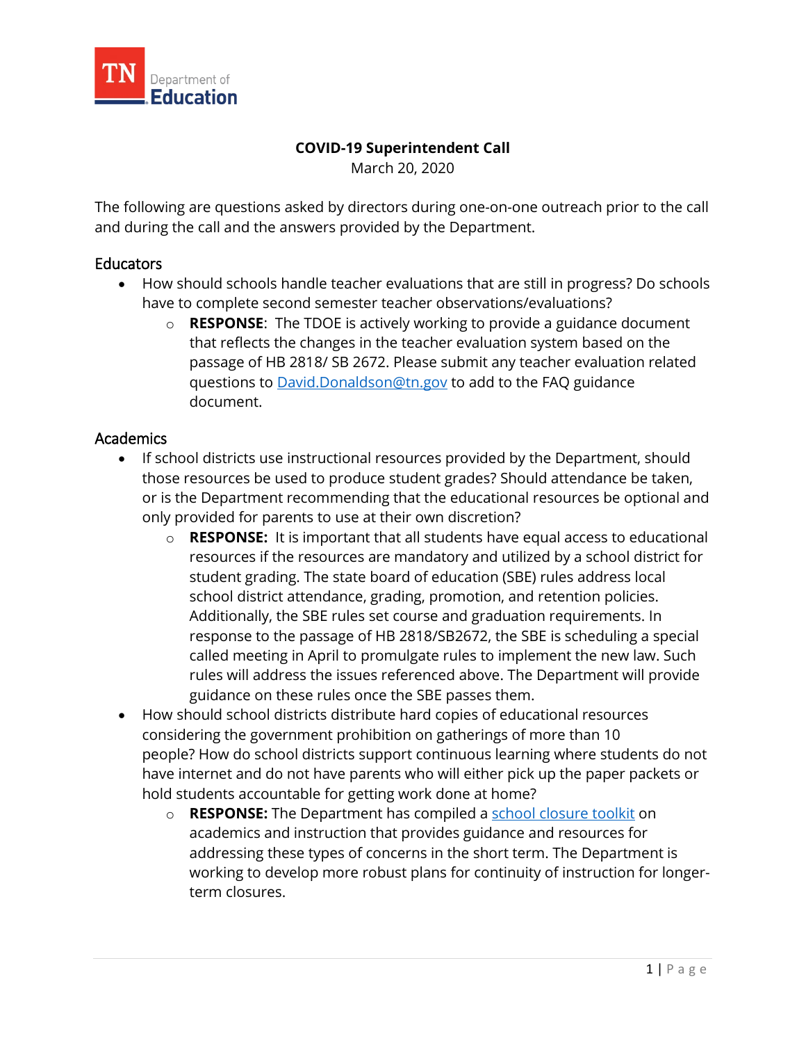TN Department of Education

# COVID-19 Superintendent Call

March 20, 2020

The following are questions asked by directors during one-on-one outreach prior to the call and during the call and the answers provided by the Department.

## Educators

- How should schools handle teacher evaluations that are still in progress? Do schools have to complete second semester teacher observations/evaluations?
  - **RESPONSE**: The TDOE is actively working to provide a guidance document that reflects the changes in the teacher evaluation system based on the passage of HB 2818/ SB 2672. Please submit any teacher evaluation related questions to [David.Donaldson@tn.gov](mailto:David.Donaldson@tn.gov) to add to the FAQ guidance document.

## Academics

- If school districts use instructional resources provided by the Department, should those resources be used to produce student grades? Should attendance be taken, or is the Department recommending that the educational resources be optional and only provided for parents to use at their own discretion?
  - **RESPONSE:** It is important that all students have equal access to educational resources if the resources are mandatory and utilized by a school district for student grading. The state board of education (SBE) rules address local school district attendance, grading, promotion, and retention policies. Additionally, the SBE rules set course and graduation requirements. In response to the passage of HB 2818/SB2672, the SBE is scheduling a special called meeting in April to promulgate rules to implement the new law. Such rules will address the issues referenced above. The Department will provide guidance on these rules once the SBE passes them.
- How should school districts distribute hard copies of educational resources considering the government prohibition on gatherings of more than 10 people? How do school districts support continuous learning where students do not have internet and do not have parents who will either pick up the paper packets or hold students accountable for getting work done at home?
  - **RESPONSE:** The Department has compiled a school closure toolkit on academics and instruction that provides guidance and resources for addressing these types of concerns in the short term. The Department is working to develop more robust plans for continuity of instruction for longer-term closures.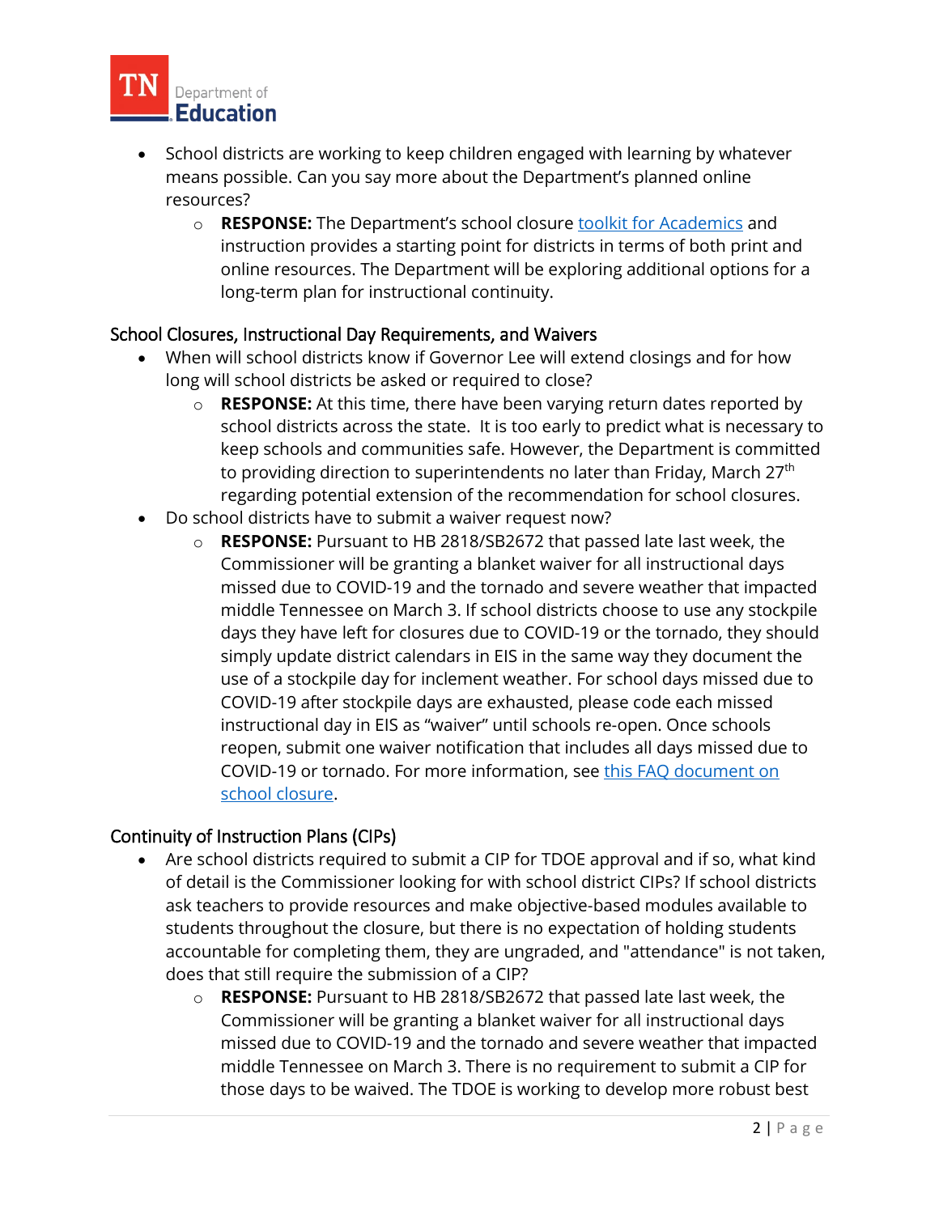- School districts are working to keep children engaged with learning by whatever means possible. Can you say more about the Department's planned online resources?
  - **RESPONSE:** The Department's school closure toolkit for Academics and instruction provides a starting point for districts in terms of both print and online resources. The Department will be exploring additional options for a long-term plan for instructional continuity.

## School Closures, Instructional Day Requirements, and Waivers

- When will school districts know if Governor Lee will extend closings and for how long will school districts be asked or required to close?
  - **RESPONSE:** At this time, there have been varying return dates reported by school districts across the state. It is too early to predict what is necessary to keep schools and communities safe. However, the Department is committed to providing direction to superintendents no later than Friday, March 27th regarding potential extension of the recommendation for school closures.
- Do school districts have to submit a waiver request now?
  - **RESPONSE:** Pursuant to HB 2818/SB2672 that passed late last week, the Commissioner will be granting a blanket waiver for all instructional days missed due to COVID-19 and the tornado and severe weather that impacted middle Tennessee on March 3. If school districts choose to use any stockpile days they have left for closures due to COVID-19 or the tornado, they should simply update district calendars in EIS in the same way they document the use of a stockpile day for inclement weather. For school days missed due to COVID-19 after stockpile days are exhausted, please code each missed instructional day in EIS as "waiver" until schools re-open. Once schools reopen, submit one waiver notification that includes all days missed due to COVID-19 or tornado. For more information, see this FAQ document on school closure.

## Continuity of Instruction Plans (CIPs)

- Are school districts required to submit a CIP for TDOE approval and if so, what kind of detail is the Commissioner looking for with school district CIPs? If school districts ask teachers to provide resources and make objective-based modules available to students throughout the closure, but there is no expectation of holding students accountable for completing them, they are ungraded, and "attendance" is not taken, does that still require the submission of a CIP?
  - **RESPONSE:** Pursuant to HB 2818/SB2672 that passed late last week, the Commissioner will be granting a blanket waiver for all instructional days missed due to COVID-19 and the tornado and severe weather that impacted middle Tennessee on March 3. There is no requirement to submit a CIP for those days to be waived. The TDOE is working to develop more robust best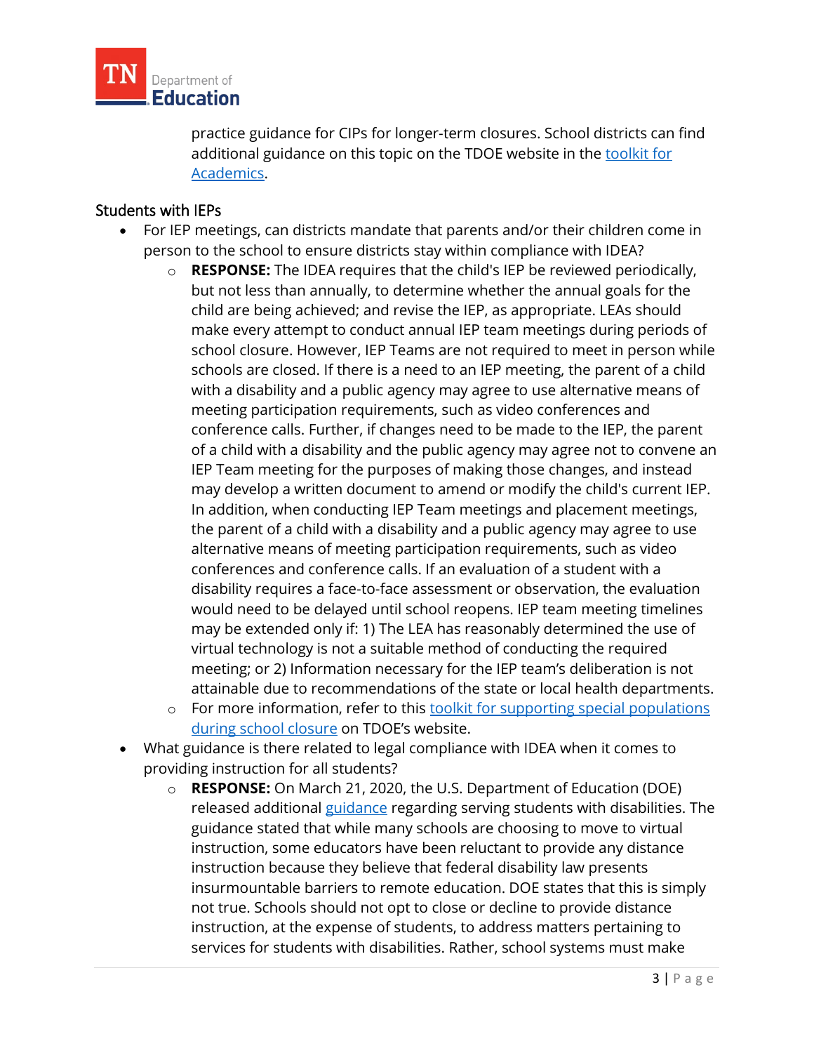practice guidance for CIPs for longer-term closures. School districts can find additional guidance on this topic on the TDOE website in the [toolkit for Academics](#).

## Students with IEPs

- For IEP meetings, can districts mandate that parents and/or their children come in person to the school to ensure districts stay within compliance with IDEA?
  - **RESPONSE:** The IDEA requires that the child's IEP be reviewed periodically, but not less than annually, to determine whether the annual goals for the child are being achieved; and revise the IEP, as appropriate. LEAs should make every attempt to conduct annual IEP team meetings during periods of school closure. However, IEP Teams are not required to meet in person while schools are closed. If there is a need to an IEP meeting, the parent of a child with a disability and a public agency may agree to use alternative means of meeting participation requirements, such as video conferences and conference calls. Further, if changes need to be made to the IEP, the parent of a child with a disability and the public agency may agree not to convene an IEP Team meeting for the purposes of making those changes, and instead may develop a written document to amend or modify the child's current IEP. In addition, when conducting IEP Team meetings and placement meetings, the parent of a child with a disability and a public agency may agree to use alternative means of meeting participation requirements, such as video conferences and conference calls. If an evaluation of a student with a disability requires a face-to-face assessment or observation, the evaluation would need to be delayed until school reopens. IEP team meeting timelines may be extended only if: 1) The LEA has reasonably determined the use of virtual technology is not a suitable method of conducting the required meeting; or 2) Information necessary for the IEP team's deliberation is not attainable due to recommendations of the state or local health departments.
  - For more information, refer to this [toolkit for supporting special populations during school closure](#) on TDOE's website.
- What guidance is there related to legal compliance with IDEA when it comes to providing instruction for all students?
  - **RESPONSE:** On March 21, 2020, the U.S. Department of Education (DOE) released additional [guidance](#) regarding serving students with disabilities. The guidance stated that while many schools are choosing to move to virtual instruction, some educators have been reluctant to provide any distance instruction because they believe that federal disability law presents insurmountable barriers to remote education. DOE states that this is simply not true. Schools should not opt to close or decline to provide distance instruction, at the expense of students, to address matters pertaining to services for students with disabilities. Rather, school systems must make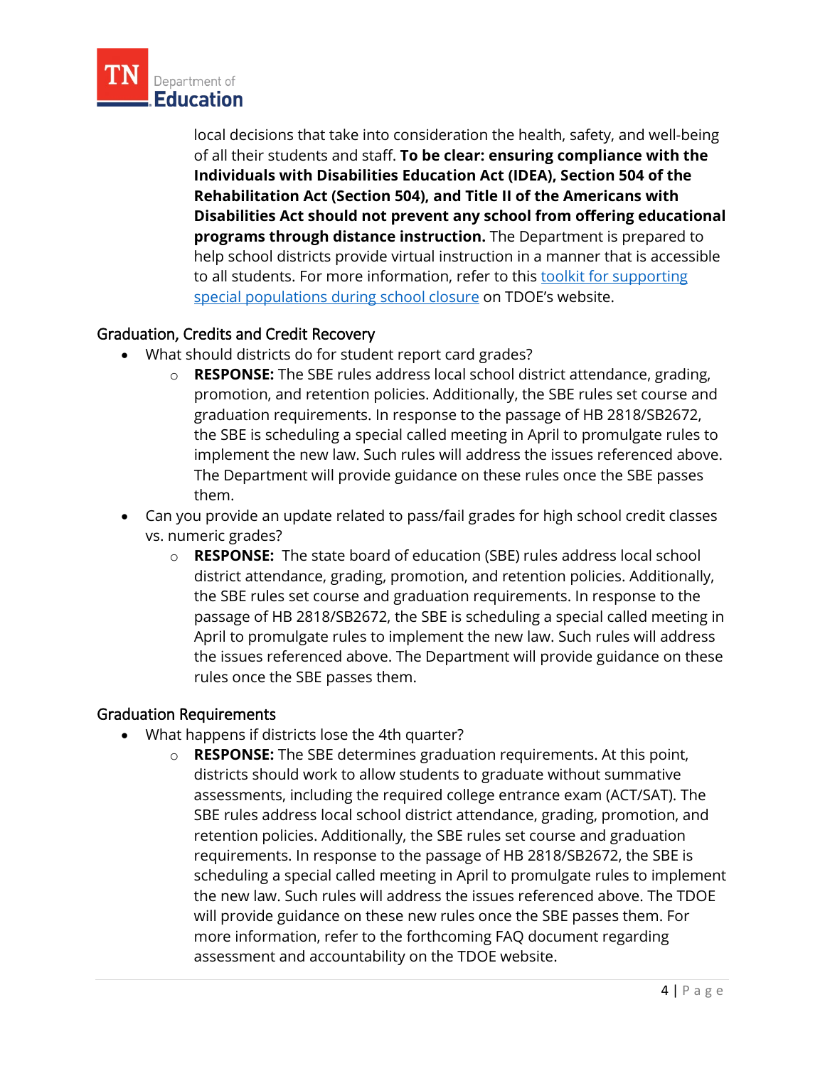local decisions that take into consideration the health, safety, and well-being of all their students and staff. **To be clear: ensuring compliance with the Individuals with Disabilities Education Act (IDEA), Section 504 of the Rehabilitation Act (Section 504), and Title II of the Americans with Disabilities Act should not prevent any school from offering educational programs through distance instruction.** The Department is prepared to help school districts provide virtual instruction in a manner that is accessible to all students. For more information, refer to this toolkit for supporting special populations during school closure on TDOE's website.

## Graduation, Credits and Credit Recovery

- What should districts do for student report card grades?
  - **RESPONSE:** The SBE rules address local school district attendance, grading, promotion, and retention policies. Additionally, the SBE rules set course and graduation requirements. In response to the passage of HB 2818/SB2672, the SBE is scheduling a special called meeting in April to promulgate rules to implement the new law. Such rules will address the issues referenced above. The Department will provide guidance on these rules once the SBE passes them.
- Can you provide an update related to pass/fail grades for high school credit classes vs. numeric grades?
  - **RESPONSE:** The state board of education (SBE) rules address local school district attendance, grading, promotion, and retention policies. Additionally, the SBE rules set course and graduation requirements. In response to the passage of HB 2818/SB2672, the SBE is scheduling a special called meeting in April to promulgate rules to implement the new law. Such rules will address the issues referenced above. The Department will provide guidance on these rules once the SBE passes them.

## Graduation Requirements

- What happens if districts lose the 4th quarter?
  - **RESPONSE:** The SBE determines graduation requirements. At this point, districts should work to allow students to graduate without summative assessments, including the required college entrance exam (ACT/SAT). The SBE rules address local school district attendance, grading, promotion, and retention policies. Additionally, the SBE rules set course and graduation requirements. In response to the passage of HB 2818/SB2672, the SBE is scheduling a special called meeting in April to promulgate rules to implement the new law. Such rules will address the issues referenced above. The TDOE will provide guidance on these new rules once the SBE passes them. For more information, refer to the forthcoming FAQ document regarding assessment and accountability on the TDOE website.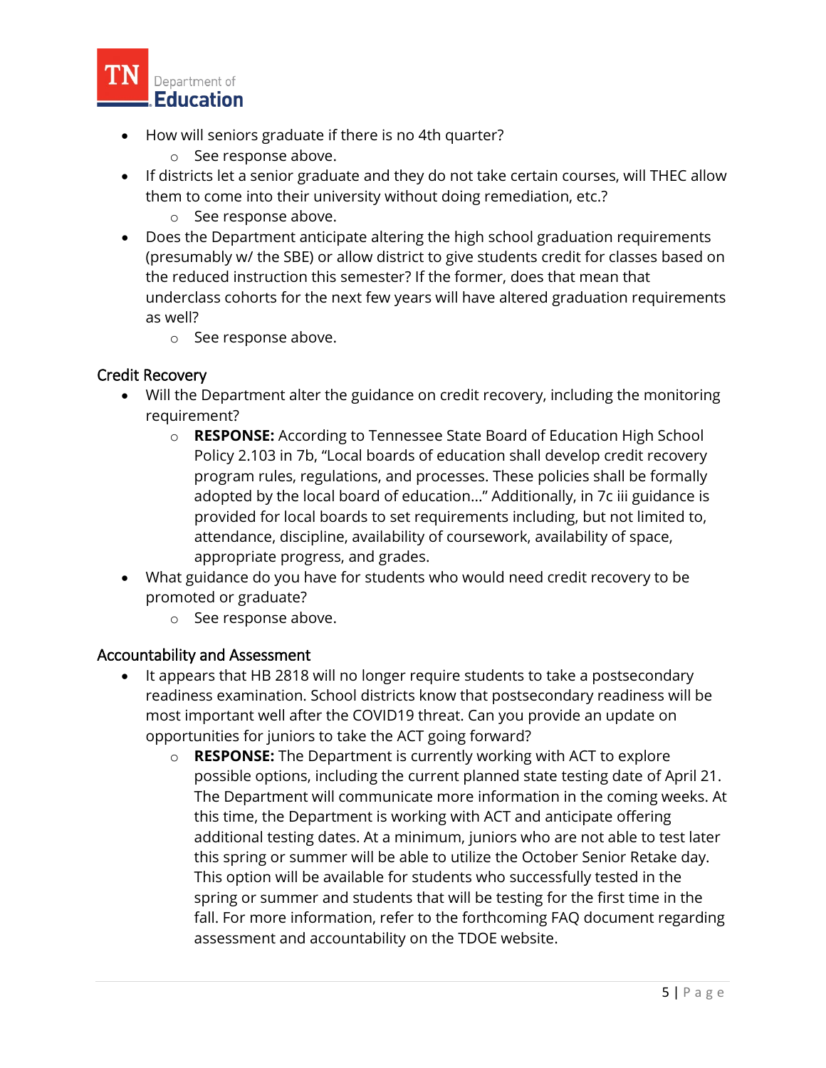- How will seniors graduate if there is no 4th quarter?
    - See response above.
- If districts let a senior graduate and they do not take certain courses, will THEC allow them to come into their university without doing remediation, etc.?
    - See response above.
- Does the Department anticipate altering the high school graduation requirements (presumably w/ the SBE) or allow district to give students credit for classes based on the reduced instruction this semester? If the former, does that mean that underclass cohorts for the next few years will have altered graduation requirements as well?
    - See response above.

## Credit Recovery

- Will the Department alter the guidance on credit recovery, including the monitoring requirement?
    - **RESPONSE:** According to Tennessee State Board of Education High School Policy 2.103 in 7b, "Local boards of education shall develop credit recovery program rules, regulations, and processes. These policies shall be formally adopted by the local board of education…" Additionally, in 7c iii guidance is provided for local boards to set requirements including, but not limited to, attendance, discipline, availability of coursework, availability of space, appropriate progress, and grades.
- What guidance do you have for students who would need credit recovery to be promoted or graduate?
    - See response above.

## Accountability and Assessment

- It appears that HB 2818 will no longer require students to take a postsecondary readiness examination. School districts know that postsecondary readiness will be most important well after the COVID19 threat. Can you provide an update on opportunities for juniors to take the ACT going forward?
    - **RESPONSE:** The Department is currently working with ACT to explore possible options, including the current planned state testing date of April 21. The Department will communicate more information in the coming weeks. At this time, the Department is working with ACT and anticipate offering additional testing dates. At a minimum, juniors who are not able to test later this spring or summer will be able to utilize the October Senior Retake day. This option will be available for students who successfully tested in the spring or summer and students that will be testing for the first time in the fall. For more information, refer to the forthcoming FAQ document regarding assessment and accountability on the TDOE website.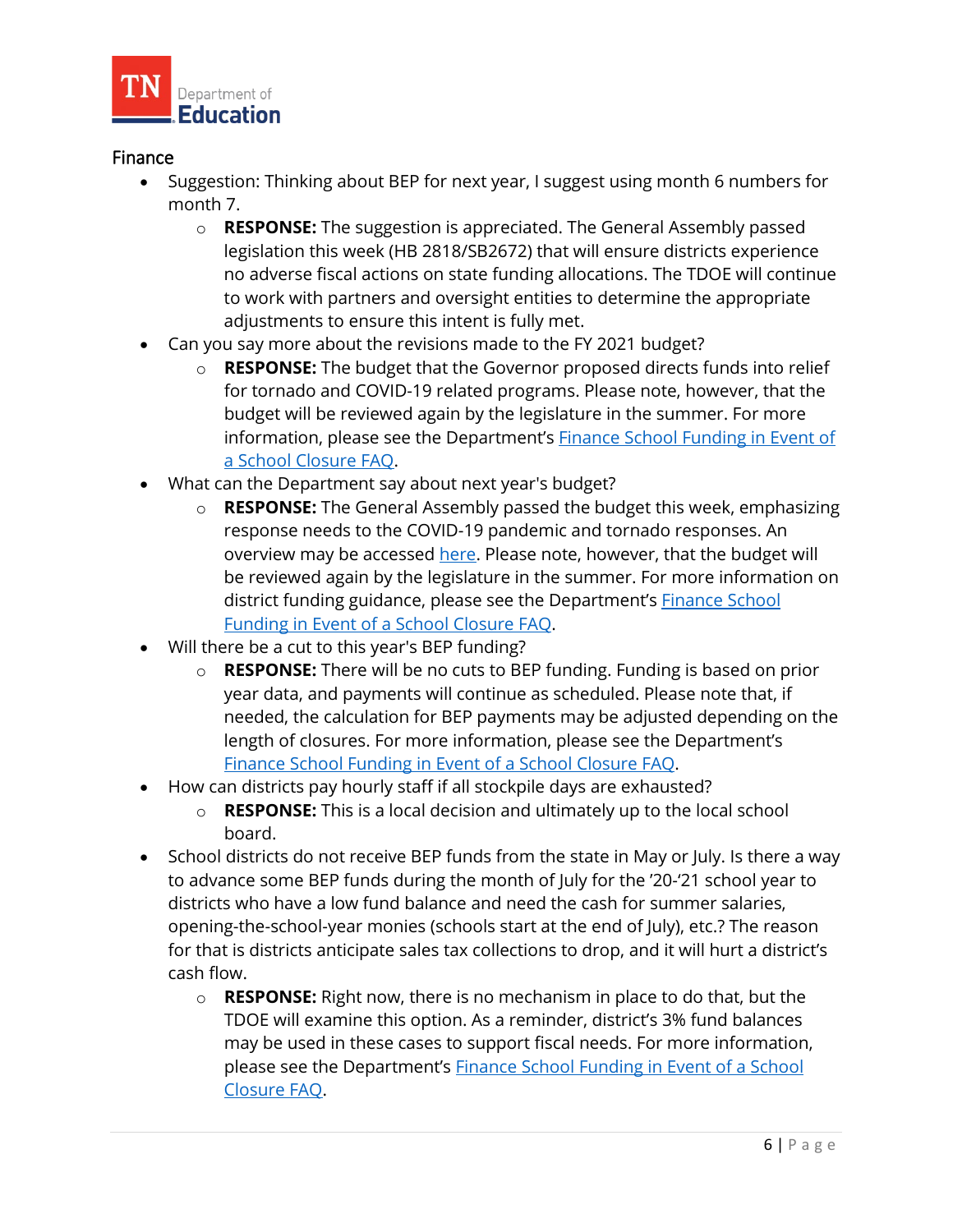## Finance

- Suggestion: Thinking about BEP for next year, I suggest using month 6 numbers for month 7.
    - **RESPONSE:** The suggestion is appreciated. The General Assembly passed legislation this week (HB 2818/SB2672) that will ensure districts experience no adverse fiscal actions on state funding allocations. The TDOE will continue to work with partners and oversight entities to determine the appropriate adjustments to ensure this intent is fully met.
- Can you say more about the revisions made to the FY 2021 budget?
    - **RESPONSE:** The budget that the Governor proposed directs funds into relief for tornado and COVID-19 related programs. Please note, however, that the budget will be reviewed again by the legislature in the summer. For more information, please see the Department's Finance School Funding in Event of a School Closure FAQ.
- What can the Department say about next year's budget?
    - **RESPONSE:** The General Assembly passed the budget this week, emphasizing response needs to the COVID-19 pandemic and tornado responses. An overview may be accessed here. Please note, however, that the budget will be reviewed again by the legislature in the summer. For more information on district funding guidance, please see the Department's Finance School Funding in Event of a School Closure FAQ.
- Will there be a cut to this year's BEP funding?
    - **RESPONSE:** There will be no cuts to BEP funding. Funding is based on prior year data, and payments will continue as scheduled. Please note that, if needed, the calculation for BEP payments may be adjusted depending on the length of closures. For more information, please see the Department's Finance School Funding in Event of a School Closure FAQ.
- How can districts pay hourly staff if all stockpile days are exhausted?
    - **RESPONSE:** This is a local decision and ultimately up to the local school board.
- School districts do not receive BEP funds from the state in May or July. Is there a way to advance some BEP funds during the month of July for the '20-'21 school year to districts who have a low fund balance and need the cash for summer salaries, opening-the-school-year monies (schools start at the end of July), etc.? The reason for that is districts anticipate sales tax collections to drop, and it will hurt a district's cash flow.
    - **RESPONSE:** Right now, there is no mechanism in place to do that, but the TDOE will examine this option. As a reminder, district's 3% fund balances may be used in these cases to support fiscal needs. For more information, please see the Department's Finance School Funding in Event of a School Closure FAQ.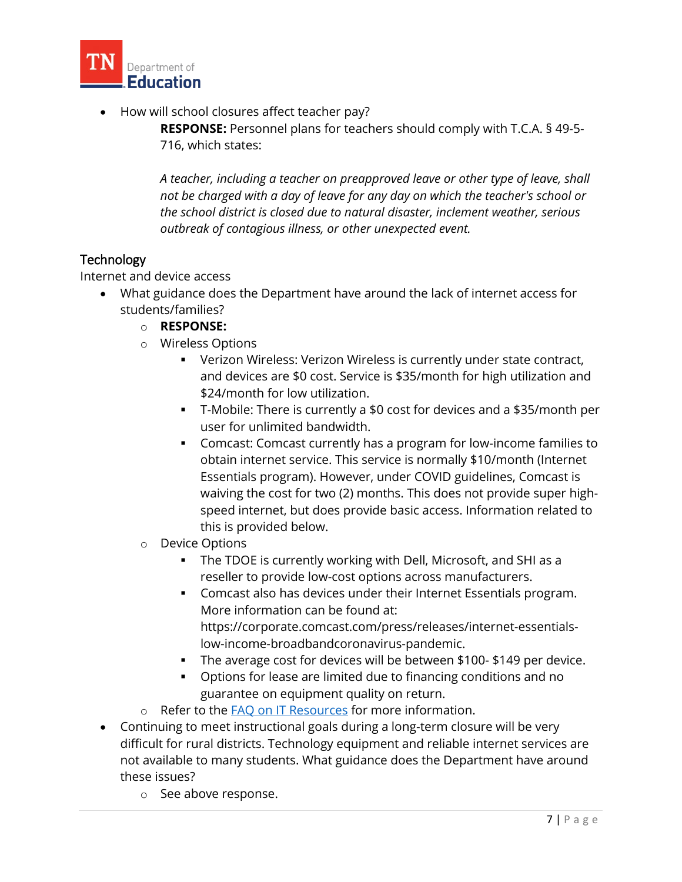- How will school closures affect teacher pay?

  **RESPONSE:** Personnel plans for teachers should comply with T.C.A. § 49-5-716, which states:

  *A teacher, including a teacher on preapproved leave or other type of leave, shall not be charged with a day of leave for any day on which the teacher's school or the school district is closed due to natural disaster, inclement weather, serious outbreak of contagious illness, or other unexpected event.*

## Technology

Internet and device access

- What guidance does the Department have around the lack of internet access for students/families?
  - **RESPONSE:**
  - Wireless Options
    - Verizon Wireless: Verizon Wireless is currently under state contract, and devices are $0 cost. Service is $35/month for high utilization and $24/month for low utilization.
    - T-Mobile: There is currently a $0 cost for devices and a $35/month per user for unlimited bandwidth.
    - Comcast: Comcast currently has a program for low-income families to obtain internet service. This service is normally $10/month (Internet Essentials program). However, under COVID guidelines, Comcast is waiving the cost for two (2) months. This does not provide super high-speed internet, but does provide basic access. Information related to this is provided below.
  - Device Options
    - The TDOE is currently working with Dell, Microsoft, and SHI as a reseller to provide low-cost options across manufacturers.
    - Comcast also has devices under their Internet Essentials program. More information can be found at: https://corporate.comcast.com/press/releases/internet-essentials-low-income-broadbandcoronavirus-pandemic.
    - The average cost for devices will be between $100- $149 per device.
    - Options for lease are limited due to financing conditions and no guarantee on equipment quality on return.
  - Refer to the [FAQ on IT Resources]() for more information.
- Continuing to meet instructional goals during a long-term closure will be very difficult for rural districts. Technology equipment and reliable internet services are not available to many students. What guidance does the Department have around these issues?
  - See above response.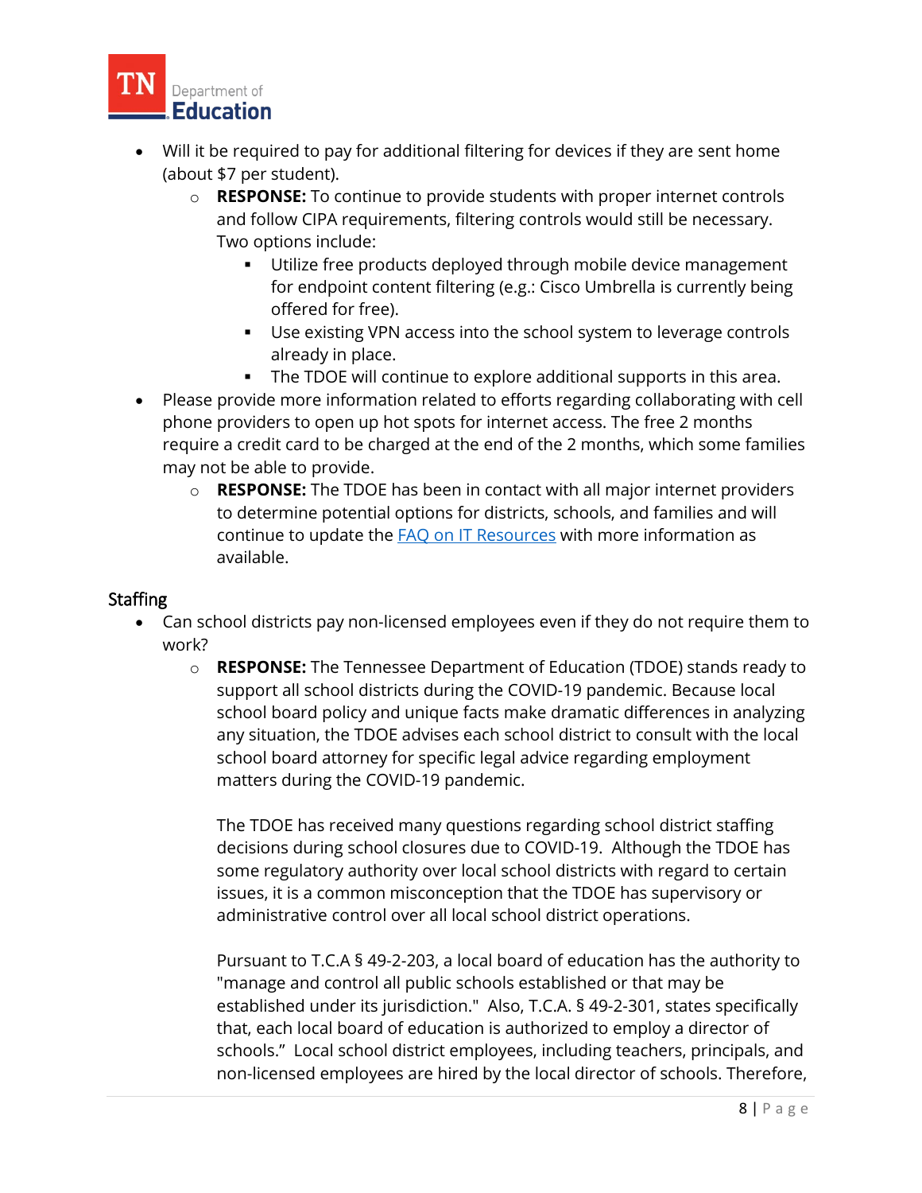- Will it be required to pay for additional filtering for devices if they are sent home (about $7 per student).
    - **RESPONSE:** To continue to provide students with proper internet controls and follow CIPA requirements, filtering controls would still be necessary. Two options include:
        - Utilize free products deployed through mobile device management for endpoint content filtering (e.g.: Cisco Umbrella is currently being offered for free).
        - Use existing VPN access into the school system to leverage controls already in place.
        - The TDOE will continue to explore additional supports in this area.
- Please provide more information related to efforts regarding collaborating with cell phone providers to open up hot spots for internet access. The free 2 months require a credit card to be charged at the end of the 2 months, which some families may not be able to provide.
    - **RESPONSE:** The TDOE has been in contact with all major internet providers to determine potential options for districts, schools, and families and will continue to update the [FAQ on IT Resources]() with more information as available.

## Staffing

- Can school districts pay non-licensed employees even if they do not require them to work?
    - **RESPONSE:** The Tennessee Department of Education (TDOE) stands ready to support all school districts during the COVID-19 pandemic. Because local school board policy and unique facts make dramatic differences in analyzing any situation, the TDOE advises each school district to consult with the local school board attorney for specific legal advice regarding employment matters during the COVID-19 pandemic.

      The TDOE has received many questions regarding school district staffing decisions during school closures due to COVID-19. Although the TDOE has some regulatory authority over local school districts with regard to certain issues, it is a common misconception that the TDOE has supervisory or administrative control over all local school district operations.

      Pursuant to T.C.A § 49-2-203, a local board of education has the authority to "manage and control all public schools established or that may be established under its jurisdiction." Also, T.C.A. § 49-2-301, states specifically that, each local board of education is authorized to employ a director of schools." Local school district employees, including teachers, principals, and non-licensed employees are hired by the local director of schools. Therefore,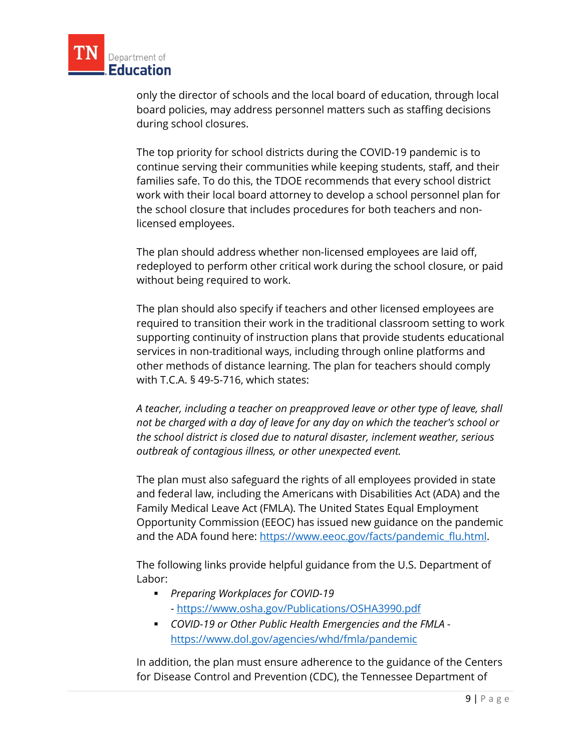only the director of schools and the local board of education, through local board policies, may address personnel matters such as staffing decisions during school closures.

The top priority for school districts during the COVID-19 pandemic is to continue serving their communities while keeping students, staff, and their families safe. To do this, the TDOE recommends that every school district work with their local board attorney to develop a school personnel plan for the school closure that includes procedures for both teachers and non-licensed employees.

The plan should address whether non-licensed employees are laid off, redeployed to perform other critical work during the school closure, or paid without being required to work.

The plan should also specify if teachers and other licensed employees are required to transition their work in the traditional classroom setting to work supporting continuity of instruction plans that provide students educational services in non-traditional ways, including through online platforms and other methods of distance learning. The plan for teachers should comply with T.C.A. § 49-5-716, which states:

*A teacher, including a teacher on preapproved leave or other type of leave, shall not be charged with a day of leave for any day on which the teacher's school or the school district is closed due to natural disaster, inclement weather, serious outbreak of contagious illness, or other unexpected event.*

The plan must also safeguard the rights of all employees provided in state and federal law, including the Americans with Disabilities Act (ADA) and the Family Medical Leave Act (FMLA). The United States Equal Employment Opportunity Commission (EEOC) has issued new guidance on the pandemic and the ADA found here: https://www.eeoc.gov/facts/pandemic_flu.html.

The following links provide helpful guidance from the U.S. Department of Labor:

- *Preparing Workplaces for COVID-19* - https://www.osha.gov/Publications/OSHA3990.pdf
- *COVID-19 or Other Public Health Emergencies and the FMLA* - https://www.dol.gov/agencies/whd/fmla/pandemic

In addition, the plan must ensure adherence to the guidance of the Centers for Disease Control and Prevention (CDC), the Tennessee Department of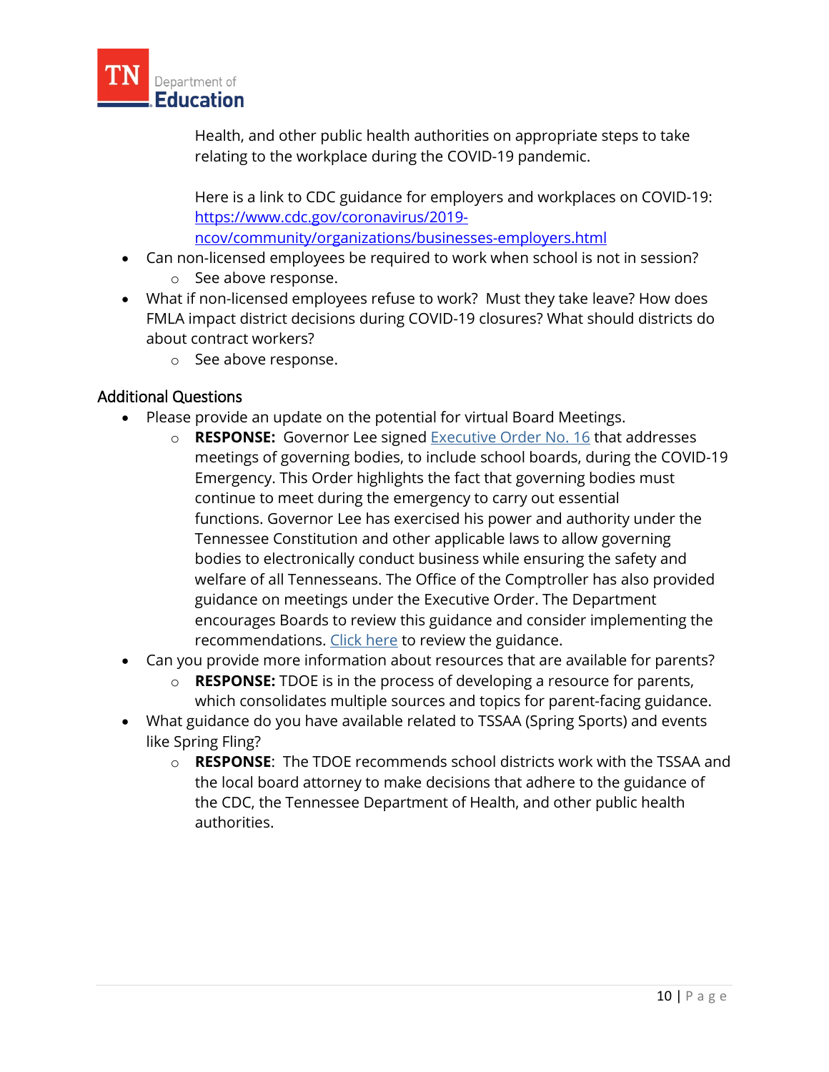Health, and other public health authorities on appropriate steps to take relating to the workplace during the COVID-19 pandemic.

Here is a link to CDC guidance for employers and workplaces on COVID-19: [https://www.cdc.gov/coronavirus/2019-ncov/community/organizations/businesses-employers.html](https://www.cdc.gov/coronavirus/2019-ncov/community/organizations/businesses-employers.html)

- Can non-licensed employees be required to work when school is not in session?
  - See above response.
- What if non-licensed employees refuse to work? Must they take leave? How does FMLA impact district decisions during COVID-19 closures? What should districts do about contract workers?
  - See above response.

## Additional Questions

- Please provide an update on the potential for virtual Board Meetings.
  - **RESPONSE:** Governor Lee signed Executive Order No. 16 that addresses meetings of governing bodies, to include school boards, during the COVID-19 Emergency. This Order highlights the fact that governing bodies must continue to meet during the emergency to carry out essential functions. Governor Lee has exercised his power and authority under the Tennessee Constitution and other applicable laws to allow governing bodies to electronically conduct business while ensuring the safety and welfare of all Tennesseans. The Office of the Comptroller has also provided guidance on meetings under the Executive Order. The Department encourages Boards to review this guidance and consider implementing the recommendations. Click here to review the guidance.
- Can you provide more information about resources that are available for parents?
  - **RESPONSE:** TDOE is in the process of developing a resource for parents, which consolidates multiple sources and topics for parent-facing guidance.
- What guidance do you have available related to TSSAA (Spring Sports) and events like Spring Fling?
  - **RESPONSE**: The TDOE recommends school districts work with the TSSAA and the local board attorney to make decisions that adhere to the guidance of the CDC, the Tennessee Department of Health, and other public health authorities.